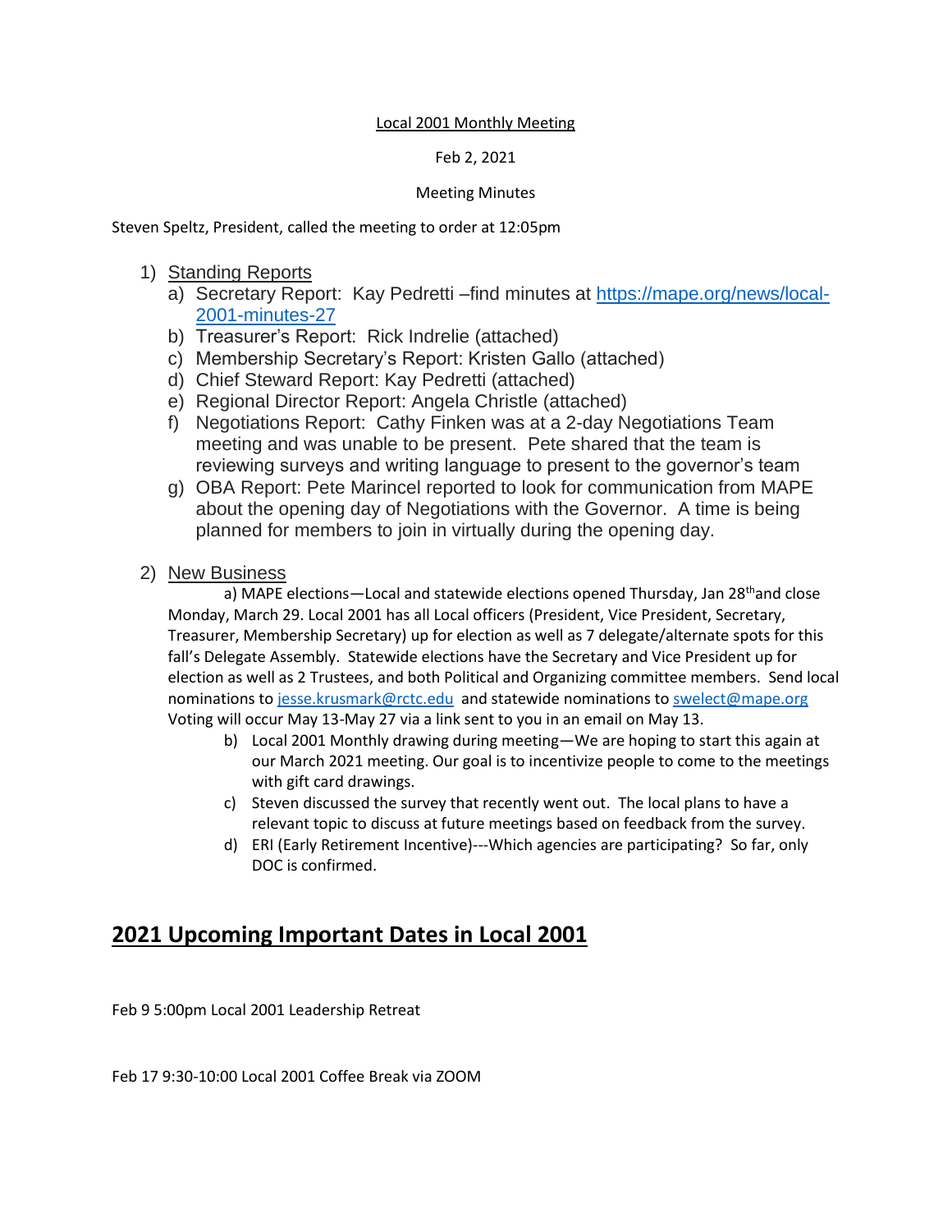Local 2001 Monthly Meeting

Feb 2, 2021

Meeting Minutes

Steven Speltz, President, called the meeting to order at 12:05pm

1) Standing Reports
   a) Secretary Report: Kay Pedretti –find minutes at https://mape.org/news/local-2001-minutes-27
   b) Treasurer's Report: Rick Indrelie (attached)
   c) Membership Secretary's Report: Kristen Gallo (attached)
   d) Chief Steward Report: Kay Pedretti (attached)
   e) Regional Director Report: Angela Christle (attached)
   f) Negotiations Report: Cathy Finken was at a 2-day Negotiations Team meeting and was unable to be present. Pete shared that the team is reviewing surveys and writing language to present to the governor's team
   g) OBA Report: Pete Marincel reported to look for communication from MAPE about the opening day of Negotiations with the Governor. A time is being planned for members to join in virtually during the opening day.

2) New Business

   a) MAPE elections—Local and statewide elections opened Thursday, Jan 28th and close Monday, March 29. Local 2001 has all Local officers (President, Vice President, Secretary, Treasurer, Membership Secretary) up for election as well as 7 delegate/alternate spots for this fall's Delegate Assembly. Statewide elections have the Secretary and Vice President up for election as well as 2 Trustees, and both Political and Organizing committee members. Send local nominations to jesse.krusmark@rctc.edu and statewide nominations to swelect@mape.org Voting will occur May 13-May 27 via a link sent to you in an email on May 13.

   b) Local 2001 Monthly drawing during meeting—We are hoping to start this again at our March 2021 meeting. Our goal is to incentivize people to come to the meetings with gift card drawings.
   c) Steven discussed the survey that recently went out. The local plans to have a relevant topic to discuss at future meetings based on feedback from the survey.
   d) ERI (Early Retirement Incentive)---Which agencies are participating? So far, only DOC is confirmed.

## 2021 Upcoming Important Dates in Local 2001

Feb 9 5:00pm Local 2001 Leadership Retreat

Feb 17 9:30-10:00 Local 2001 Coffee Break via ZOOM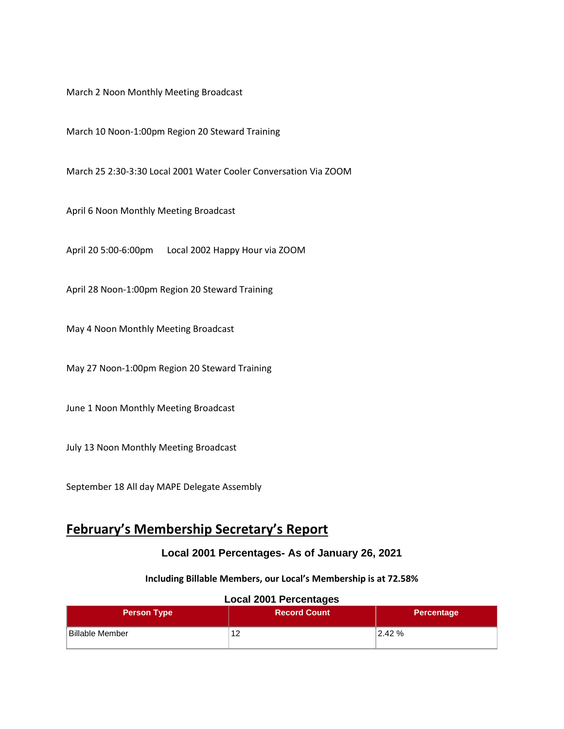March 2 Noon Monthly Meeting Broadcast

March 10 Noon-1:00pm Region 20 Steward Training

March 25 2:30-3:30 Local 2001 Water Cooler Conversation Via ZOOM

April 6 Noon Monthly Meeting Broadcast

April 20 5:00-6:00pm Local 2002 Happy Hour via ZOOM

April 28 Noon-1:00pm Region 20 Steward Training

May 4 Noon Monthly Meeting Broadcast

May 27 Noon-1:00pm Region 20 Steward Training

June 1 Noon Monthly Meeting Broadcast

July 13 Noon Monthly Meeting Broadcast

September 18 All day MAPE Delegate Assembly

## February's Membership Secretary's Report

### Local 2001 Percentages- As of January 26, 2021

**Including Billable Members, our Local's Membership is at 72.58%**

**Local 2001 Percentages**

| Person Type | Record Count | Percentage |
|---|---|---|
| Billable Member | 12 | 2.42 % |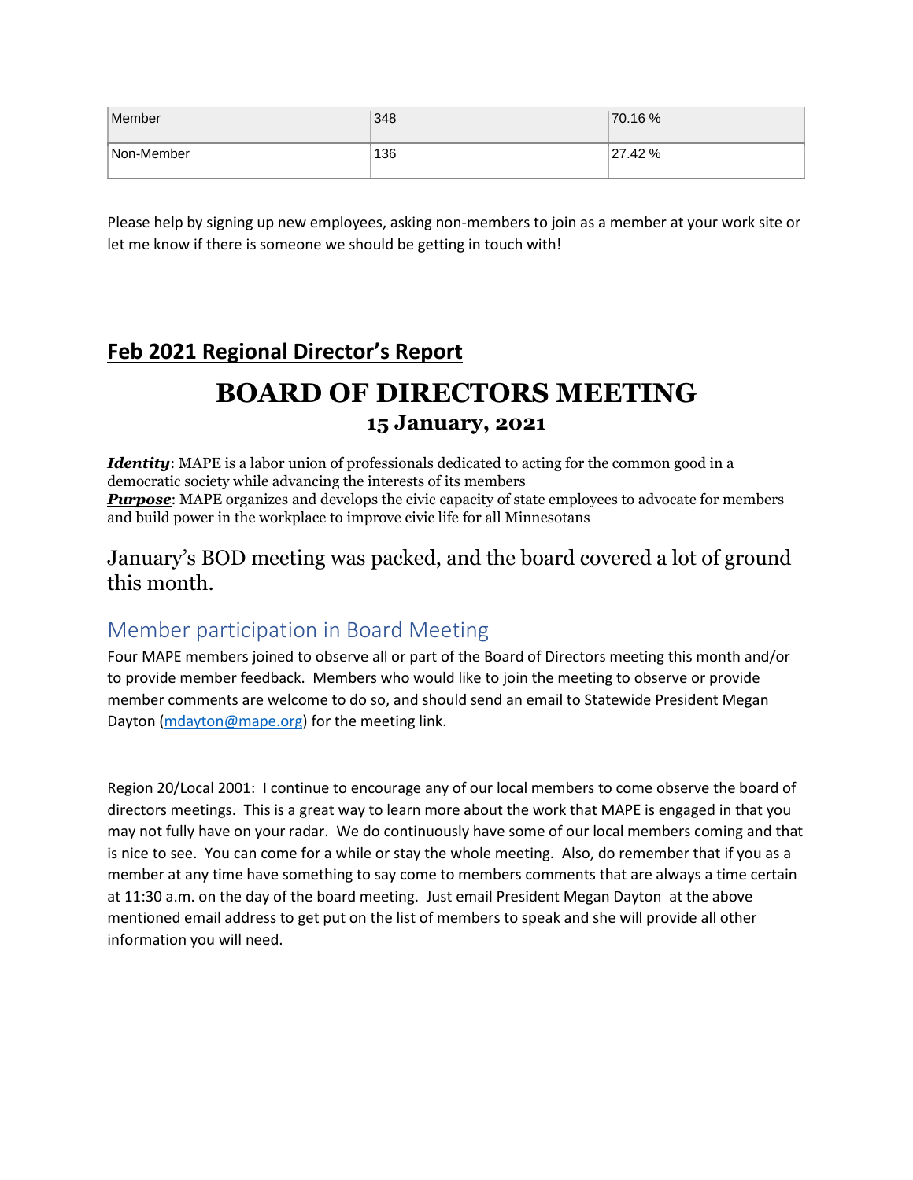| Member | 348 | 70.16 % |
| --- | --- | --- |
| Non-Member | 136 | 27.42 % |

Please help by signing up new employees, asking non-members to join as a member at your work site or let me know if there is someone we should be getting in touch with!

## **Feb 2021 Regional Director's Report**

# BOARD OF DIRECTORS MEETING

### 15 January, 2021

***Identity***: MAPE is a labor union of professionals dedicated to acting for the common good in a democratic society while advancing the interests of its members
***Purpose***: MAPE organizes and develops the civic capacity of state employees to advocate for members and build power in the workplace to improve civic life for all Minnesotans

January's BOD meeting was packed, and the board covered a lot of ground this month.

## Member participation in Board Meeting

Four MAPE members joined to observe all or part of the Board of Directors meeting this month and/or to provide member feedback. Members who would like to join the meeting to observe or provide member comments are welcome to do so, and should send an email to Statewide President Megan Dayton (mdayton@mape.org) for the meeting link.

Region 20/Local 2001: I continue to encourage any of our local members to come observe the board of directors meetings. This is a great way to learn more about the work that MAPE is engaged in that you may not fully have on your radar. We do continuously have some of our local members coming and that is nice to see. You can come for a while or stay the whole meeting. Also, do remember that if you as a member at any time have something to say come to members comments that are always a time certain at 11:30 a.m. on the day of the board meeting. Just email President Megan Dayton at the above mentioned email address to get put on the list of members to speak and she will provide all other information you will need.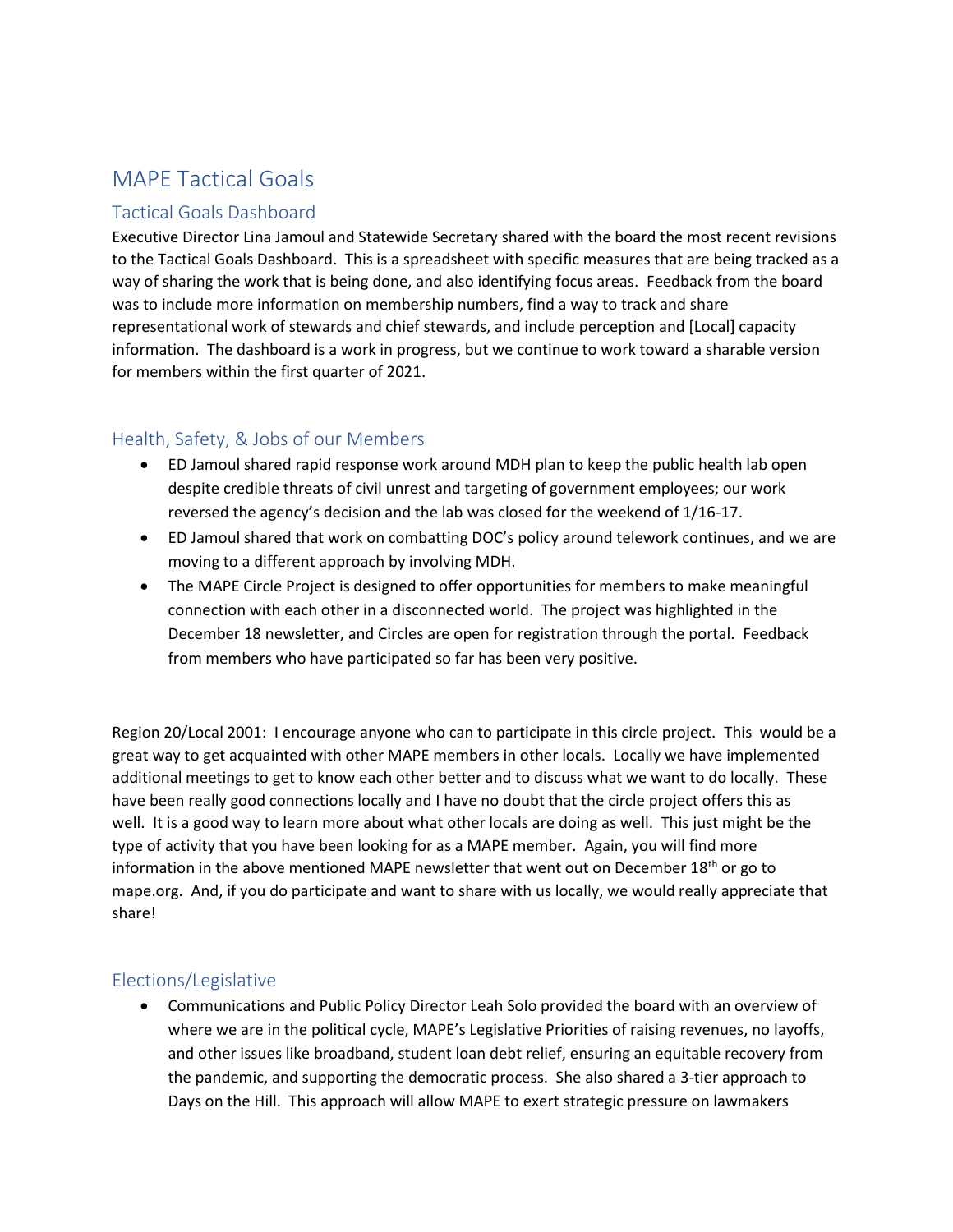# MAPE Tactical Goals

## Tactical Goals Dashboard

Executive Director Lina Jamoul and Statewide Secretary shared with the board the most recent revisions to the Tactical Goals Dashboard. This is a spreadsheet with specific measures that are being tracked as a way of sharing the work that is being done, and also identifying focus areas. Feedback from the board was to include more information on membership numbers, find a way to track and share representational work of stewards and chief stewards, and include perception and [Local] capacity information. The dashboard is a work in progress, but we continue to work toward a sharable version for members within the first quarter of 2021.

## Health, Safety, & Jobs of our Members

- ED Jamoul shared rapid response work around MDH plan to keep the public health lab open despite credible threats of civil unrest and targeting of government employees; our work reversed the agency's decision and the lab was closed for the weekend of 1/16-17.
- ED Jamoul shared that work on combatting DOC's policy around telework continues, and we are moving to a different approach by involving MDH.
- The MAPE Circle Project is designed to offer opportunities for members to make meaningful connection with each other in a disconnected world. The project was highlighted in the December 18 newsletter, and Circles are open for registration through the portal. Feedback from members who have participated so far has been very positive.

Region 20/Local 2001: I encourage anyone who can to participate in this circle project. This would be a great way to get acquainted with other MAPE members in other locals. Locally we have implemented additional meetings to get to know each other better and to discuss what we want to do locally. These have been really good connections locally and I have no doubt that the circle project offers this as well. It is a good way to learn more about what other locals are doing as well. This just might be the type of activity that you have been looking for as a MAPE member. Again, you will find more information in the above mentioned MAPE newsletter that went out on December 18th or go to mape.org. And, if you do participate and want to share with us locally, we would really appreciate that share!

## Elections/Legislative

- Communications and Public Policy Director Leah Solo provided the board with an overview of where we are in the political cycle, MAPE's Legislative Priorities of raising revenues, no layoffs, and other issues like broadband, student loan debt relief, ensuring an equitable recovery from the pandemic, and supporting the democratic process. She also shared a 3-tier approach to Days on the Hill. This approach will allow MAPE to exert strategic pressure on lawmakers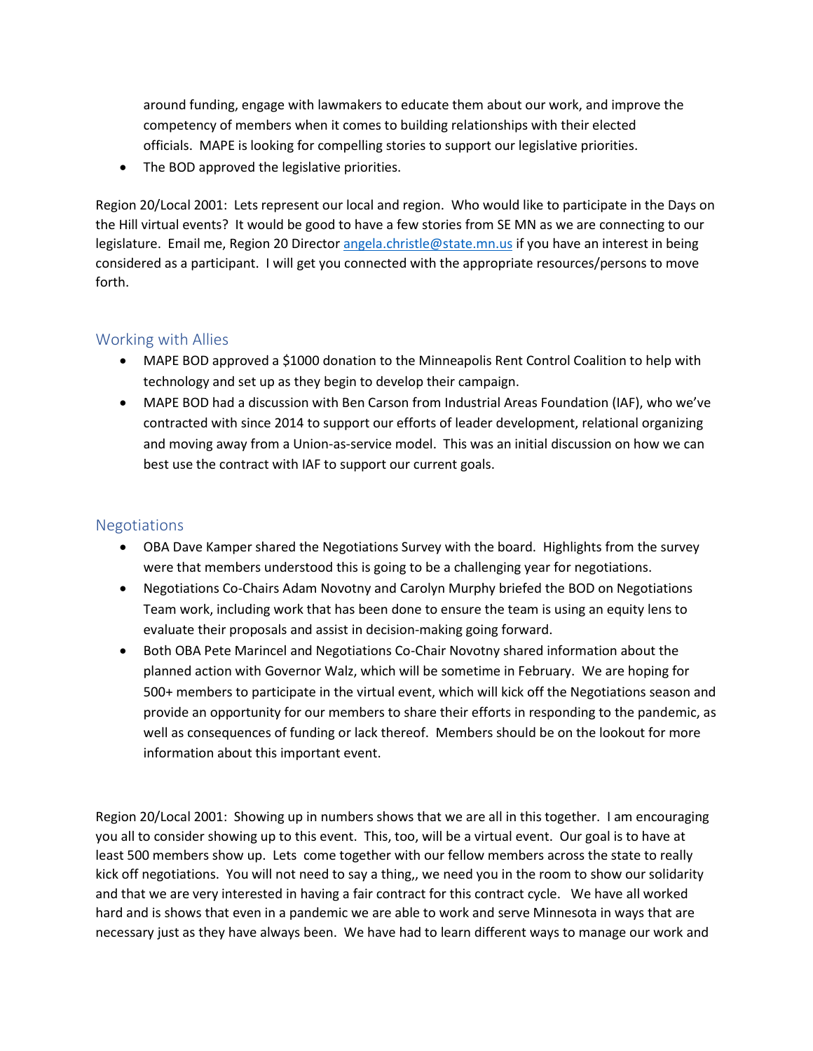around funding, engage with lawmakers to educate them about our work, and improve the competency of members when it comes to building relationships with their elected officials. MAPE is looking for compelling stories to support our legislative priorities.

- The BOD approved the legislative priorities.

Region 20/Local 2001: Lets represent our local and region. Who would like to participate in the Days on the Hill virtual events? It would be good to have a few stories from SE MN as we are connecting to our legislature. Email me, Region 20 Director angela.christle@state.mn.us if you have an interest in being considered as a participant. I will get you connected with the appropriate resources/persons to move forth.

## Working with Allies

- MAPE BOD approved a $1000 donation to the Minneapolis Rent Control Coalition to help with technology and set up as they begin to develop their campaign.
- MAPE BOD had a discussion with Ben Carson from Industrial Areas Foundation (IAF), who we've contracted with since 2014 to support our efforts of leader development, relational organizing and moving away from a Union-as-service model. This was an initial discussion on how we can best use the contract with IAF to support our current goals.

## Negotiations

- OBA Dave Kamper shared the Negotiations Survey with the board. Highlights from the survey were that members understood this is going to be a challenging year for negotiations.
- Negotiations Co-Chairs Adam Novotny and Carolyn Murphy briefed the BOD on Negotiations Team work, including work that has been done to ensure the team is using an equity lens to evaluate their proposals and assist in decision-making going forward.
- Both OBA Pete Marincel and Negotiations Co-Chair Novotny shared information about the planned action with Governor Walz, which will be sometime in February. We are hoping for 500+ members to participate in the virtual event, which will kick off the Negotiations season and provide an opportunity for our members to share their efforts in responding to the pandemic, as well as consequences of funding or lack thereof. Members should be on the lookout for more information about this important event.

Region 20/Local 2001: Showing up in numbers shows that we are all in this together. I am encouraging you all to consider showing up to this event. This, too, will be a virtual event. Our goal is to have at least 500 members show up. Lets come together with our fellow members across the state to really kick off negotiations. You will not need to say a thing,, we need you in the room to show our solidarity and that we are very interested in having a fair contract for this contract cycle. We have all worked hard and is shows that even in a pandemic we are able to work and serve Minnesota in ways that are necessary just as they have always been. We have had to learn different ways to manage our work and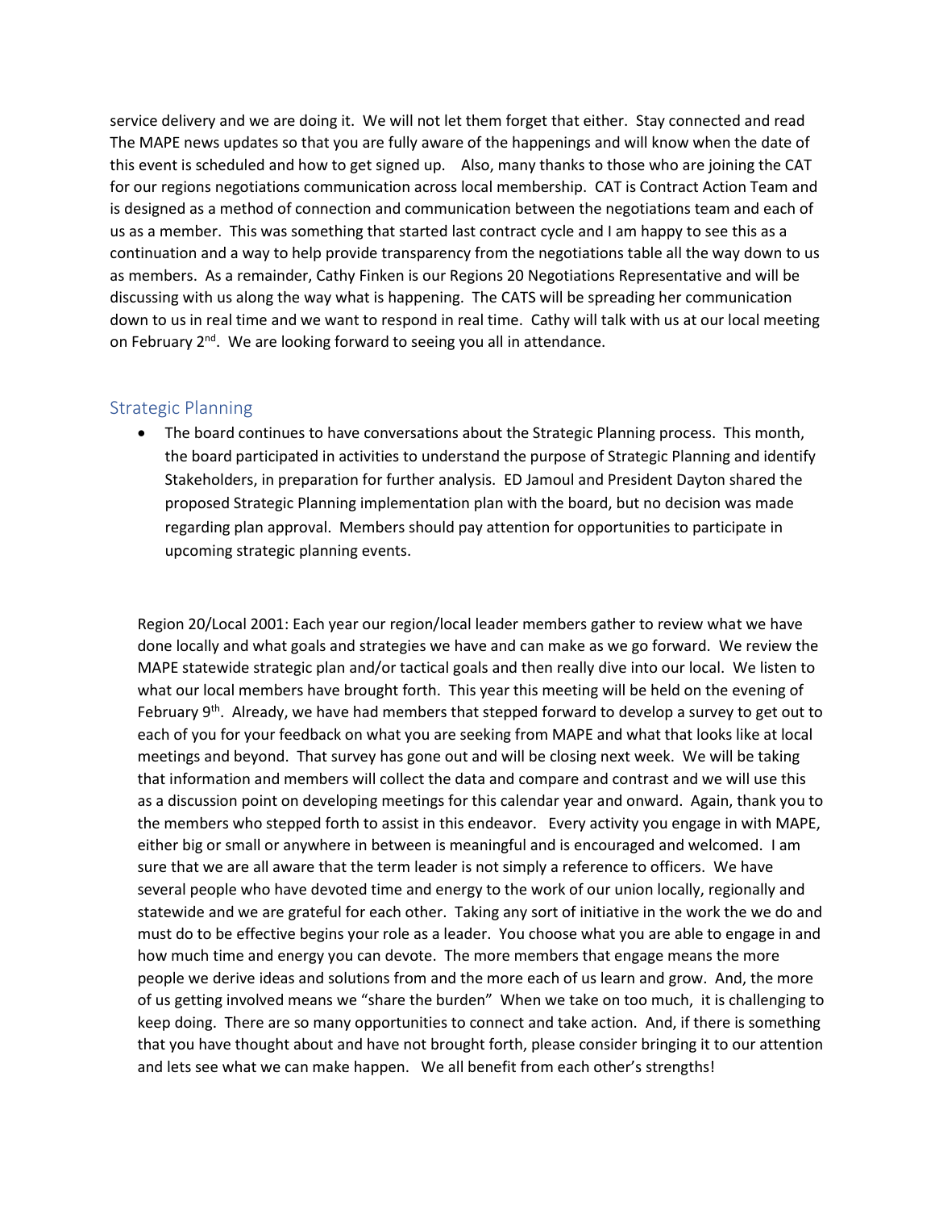service delivery and we are doing it. We will not let them forget that either. Stay connected and read The MAPE news updates so that you are fully aware of the happenings and will know when the date of this event is scheduled and how to get signed up. Also, many thanks to those who are joining the CAT for our regions negotiations communication across local membership. CAT is Contract Action Team and is designed as a method of connection and communication between the negotiations team and each of us as a member. This was something that started last contract cycle and I am happy to see this as a continuation and a way to help provide transparency from the negotiations table all the way down to us as members. As a remainder, Cathy Finken is our Regions 20 Negotiations Representative and will be discussing with us along the way what is happening. The CATS will be spreading her communication down to us in real time and we want to respond in real time. Cathy will talk with us at our local meeting on February 2nd. We are looking forward to seeing you all in attendance.

## Strategic Planning

- The board continues to have conversations about the Strategic Planning process. This month, the board participated in activities to understand the purpose of Strategic Planning and identify Stakeholders, in preparation for further analysis. ED Jamoul and President Dayton shared the proposed Strategic Planning implementation plan with the board, but no decision was made regarding plan approval. Members should pay attention for opportunities to participate in upcoming strategic planning events.

Region 20/Local 2001: Each year our region/local leader members gather to review what we have done locally and what goals and strategies we have and can make as we go forward. We review the MAPE statewide strategic plan and/or tactical goals and then really dive into our local. We listen to what our local members have brought forth. This year this meeting will be held on the evening of February 9th. Already, we have had members that stepped forward to develop a survey to get out to each of you for your feedback on what you are seeking from MAPE and what that looks like at local meetings and beyond. That survey has gone out and will be closing next week. We will be taking that information and members will collect the data and compare and contrast and we will use this as a discussion point on developing meetings for this calendar year and onward. Again, thank you to the members who stepped forth to assist in this endeavor. Every activity you engage in with MAPE, either big or small or anywhere in between is meaningful and is encouraged and welcomed. I am sure that we are all aware that the term leader is not simply a reference to officers. We have several people who have devoted time and energy to the work of our union locally, regionally and statewide and we are grateful for each other. Taking any sort of initiative in the work the we do and must do to be effective begins your role as a leader. You choose what you are able to engage in and how much time and energy you can devote. The more members that engage means the more people we derive ideas and solutions from and the more each of us learn and grow. And, the more of us getting involved means we "share the burden" When we take on too much, it is challenging to keep doing. There are so many opportunities to connect and take action. And, if there is something that you have thought about and have not brought forth, please consider bringing it to our attention and lets see what we can make happen. We all benefit from each other's strengths!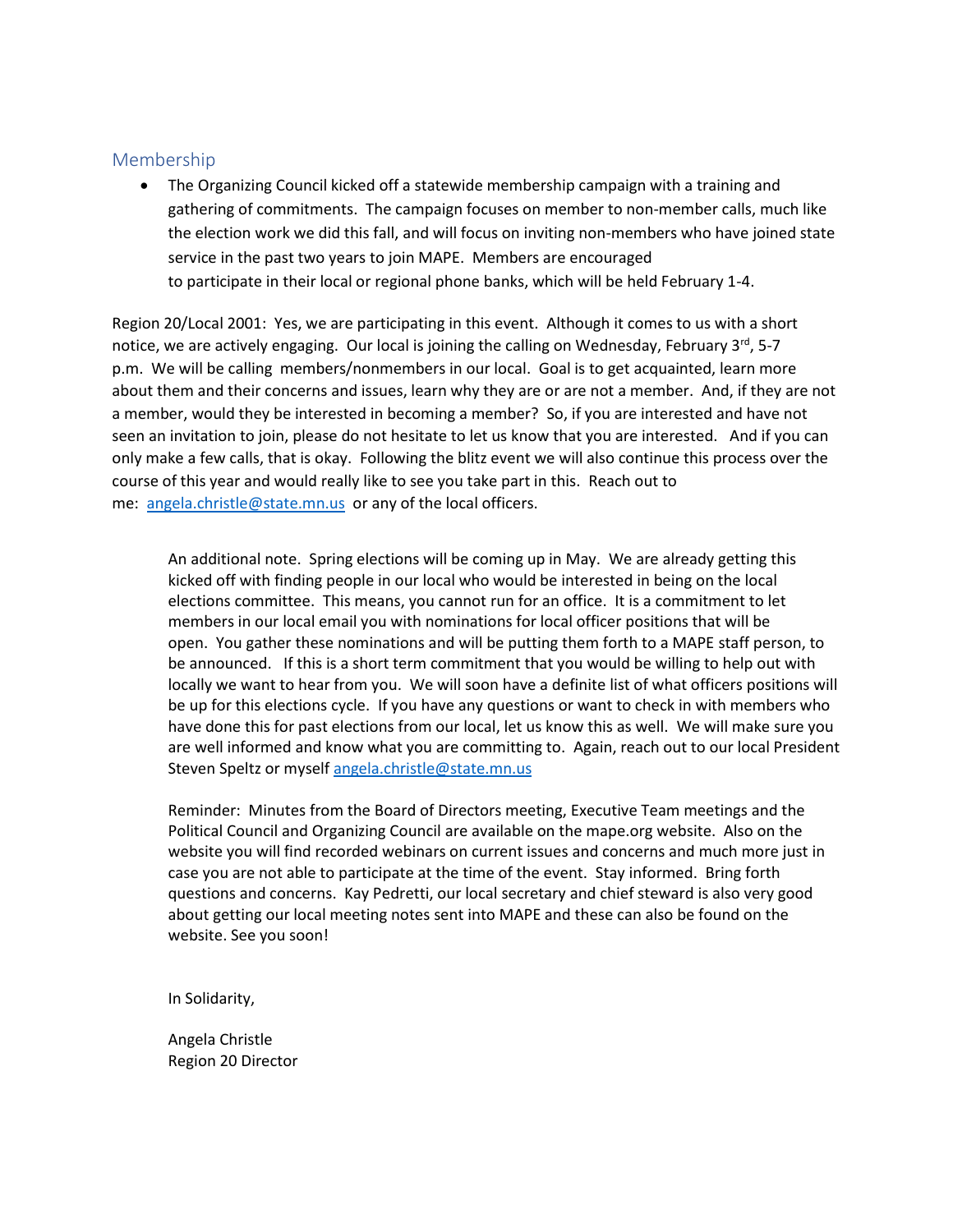## Membership

- The Organizing Council kicked off a statewide membership campaign with a training and gathering of commitments. The campaign focuses on member to non-member calls, much like the election work we did this fall, and will focus on inviting non-members who have joined state service in the past two years to join MAPE. Members are encouraged to participate in their local or regional phone banks, which will be held February 1-4.

Region 20/Local 2001: Yes, we are participating in this event. Although it comes to us with a short notice, we are actively engaging. Our local is joining the calling on Wednesday, February 3rd, 5-7 p.m. We will be calling members/nonmembers in our local. Goal is to get acquainted, learn more about them and their concerns and issues, learn why they are or are not a member. And, if they are not a member, would they be interested in becoming a member? So, if you are interested and have not seen an invitation to join, please do not hesitate to let us know that you are interested. And if you can only make a few calls, that is okay. Following the blitz event we will also continue this process over the course of this year and would really like to see you take part in this. Reach out to me: angela.christle@state.mn.us or any of the local officers.

An additional note. Spring elections will be coming up in May. We are already getting this kicked off with finding people in our local who would be interested in being on the local elections committee. This means, you cannot run for an office. It is a commitment to let members in our local email you with nominations for local officer positions that will be open. You gather these nominations and will be putting them forth to a MAPE staff person, to be announced. If this is a short term commitment that you would be willing to help out with locally we want to hear from you. We will soon have a definite list of what officers positions will be up for this elections cycle. If you have any questions or want to check in with members who have done this for past elections from our local, let us know this as well. We will make sure you are well informed and know what you are committing to. Again, reach out to our local President Steven Speltz or myself angela.christle@state.mn.us

Reminder: Minutes from the Board of Directors meeting, Executive Team meetings and the Political Council and Organizing Council are available on the mape.org website. Also on the website you will find recorded webinars on current issues and concerns and much more just in case you are not able to participate at the time of the event. Stay informed. Bring forth questions and concerns. Kay Pedretti, our local secretary and chief steward is also very good about getting our local meeting notes sent into MAPE and these can also be found on the website. See you soon!

In Solidarity,

Angela Christle
Region 20 Director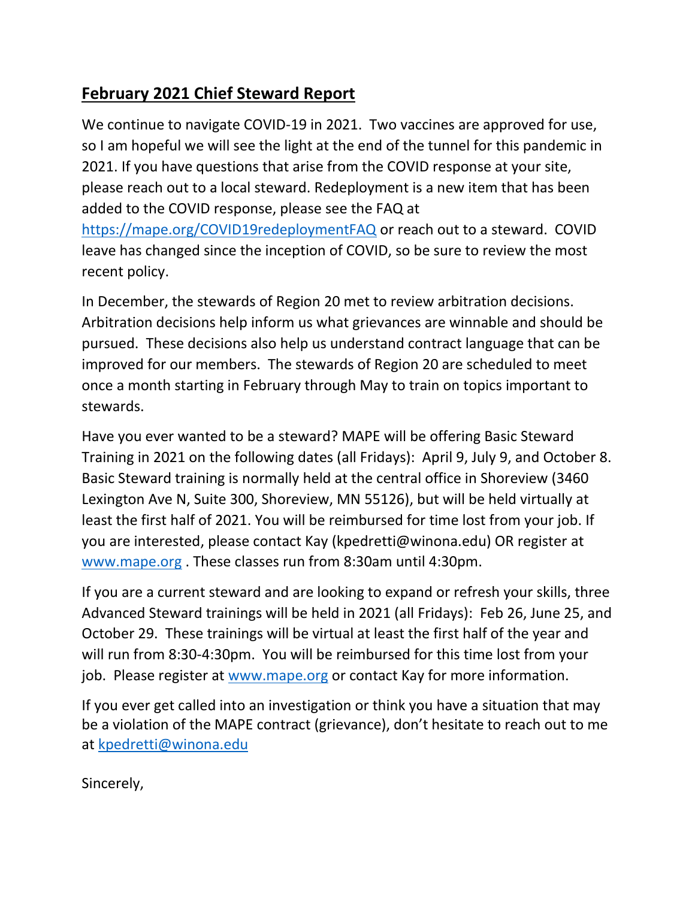## February 2021 Chief Steward Report

We continue to navigate COVID-19 in 2021. Two vaccines are approved for use, so I am hopeful we will see the light at the end of the tunnel for this pandemic in 2021. If you have questions that arise from the COVID response at your site, please reach out to a local steward. Redeployment is a new item that has been added to the COVID response, please see the FAQ at https://mape.org/COVID19redeploymentFAQ or reach out to a steward. COVID leave has changed since the inception of COVID, so be sure to review the most recent policy.

In December, the stewards of Region 20 met to review arbitration decisions. Arbitration decisions help inform us what grievances are winnable and should be pursued. These decisions also help us understand contract language that can be improved for our members. The stewards of Region 20 are scheduled to meet once a month starting in February through May to train on topics important to stewards.

Have you ever wanted to be a steward? MAPE will be offering Basic Steward Training in 2021 on the following dates (all Fridays): April 9, July 9, and October 8. Basic Steward training is normally held at the central office in Shoreview (3460 Lexington Ave N, Suite 300, Shoreview, MN 55126), but will be held virtually at least the first half of 2021. You will be reimbursed for time lost from your job. If you are interested, please contact Kay (kpedretti@winona.edu) OR register at www.mape.org . These classes run from 8:30am until 4:30pm.

If you are a current steward and are looking to expand or refresh your skills, three Advanced Steward trainings will be held in 2021 (all Fridays): Feb 26, June 25, and October 29. These trainings will be virtual at least the first half of the year and will run from 8:30-4:30pm. You will be reimbursed for this time lost from your job. Please register at www.mape.org or contact Kay for more information.

If you ever get called into an investigation or think you have a situation that may be a violation of the MAPE contract (grievance), don't hesitate to reach out to me at kpedretti@winona.edu

Sincerely,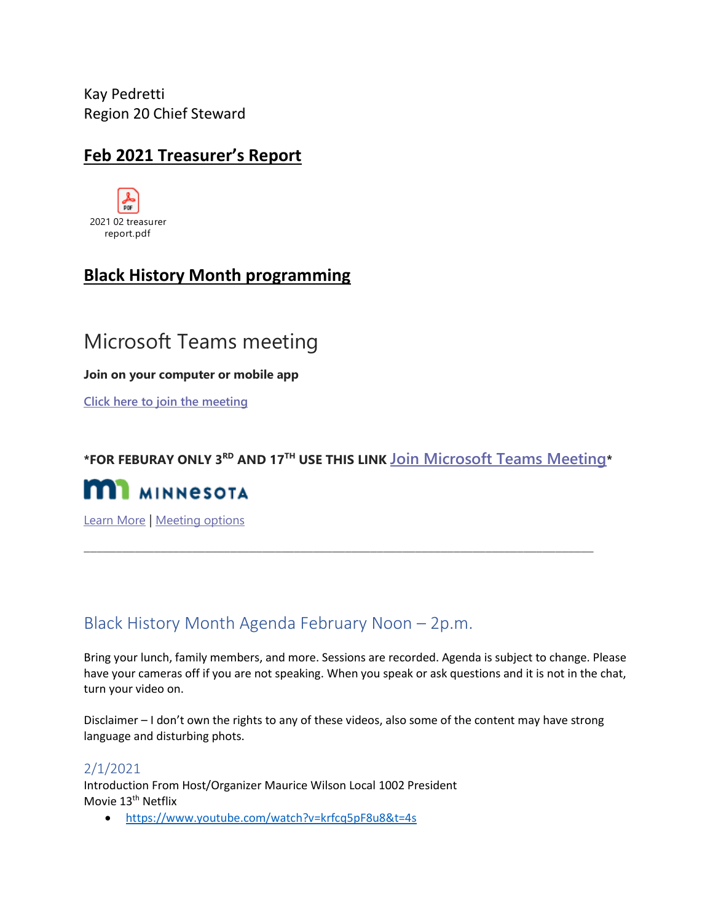Kay Pedretti
Region 20 Chief Steward

## Feb 2021 Treasurer's Report

2021 02 treasurer report.pdf

## Black History Month programming

# Microsoft Teams meeting

**Join on your computer or mobile app**

Click here to join the meeting

**\*FOR FEBURAY ONLY 3RD AND 17TH USE THIS LINK** Join Microsoft Teams Meeting**\***

MINNESOTA

Learn More | Meeting options

---

## Black History Month Agenda February Noon – 2p.m.

Bring your lunch, family members, and more. Sessions are recorded. Agenda is subject to change. Please have your cameras off if you are not speaking. When you speak or ask questions and it is not in the chat, turn your video on.

Disclaimer – I don't own the rights to any of these videos, also some of the content may have strong language and disturbing phots.

### 2/1/2021

Introduction From Host/Organizer Maurice Wilson Local 1002 President
Movie 13th Netflix

- https://www.youtube.com/watch?v=krfcq5pF8u8&t=4s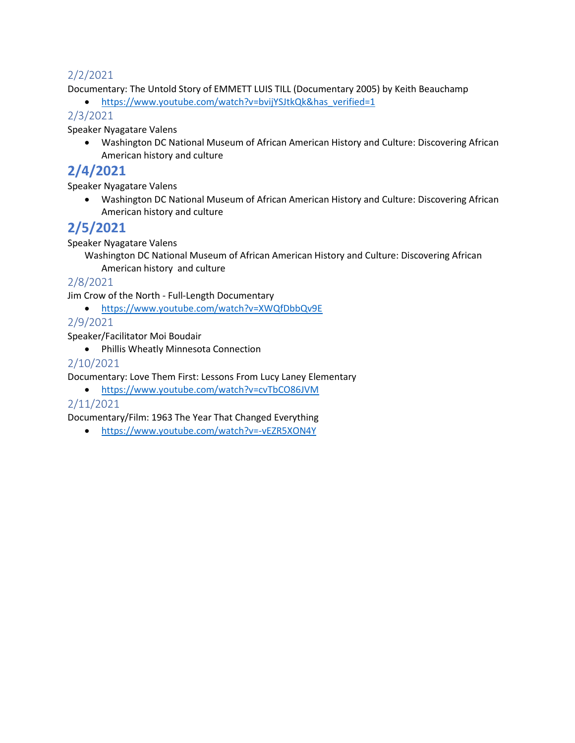## 2/2/2021

Documentary: The Untold Story of EMMETT LUIS TILL (Documentary 2005) by Keith Beauchamp

- https://www.youtube.com/watch?v=bvijYSJtkQk&has_verified=1

## 2/3/2021

Speaker Nyagatare Valens

- Washington DC National Museum of African American History and Culture: Discovering African American history and culture

## 2/4/2021

Speaker Nyagatare Valens

- Washington DC National Museum of African American History and Culture: Discovering African American history and culture

## 2/5/2021

Speaker Nyagatare Valens

Washington DC National Museum of African American History and Culture: Discovering African American history and culture

## 2/8/2021

Jim Crow of the North - Full-Length Documentary

- https://www.youtube.com/watch?v=XWQfDbbQv9E

## 2/9/2021

Speaker/Facilitator Moi Boudair

- Phillis Wheatly Minnesota Connection

## 2/10/2021

Documentary: Love Them First: Lessons From Lucy Laney Elementary

- https://www.youtube.com/watch?v=cvTbCO86JVM

## 2/11/2021

Documentary/Film: 1963 The Year That Changed Everything

- https://www.youtube.com/watch?v=-vEZR5XON4Y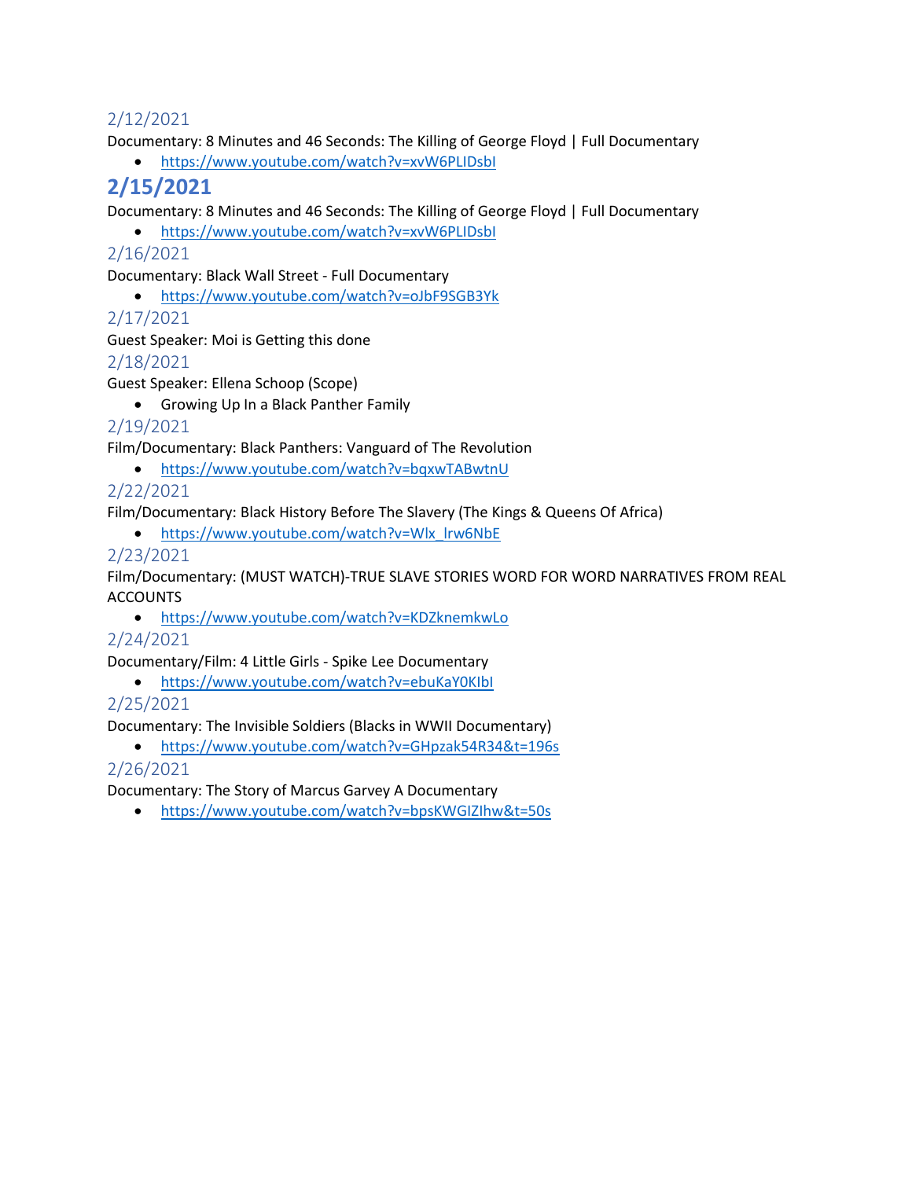2/12/2021

Documentary: 8 Minutes and 46 Seconds: The Killing of George Floyd | Full Documentary

- https://www.youtube.com/watch?v=xvW6PLIDsbI

## 2/15/2021

Documentary: 8 Minutes and 46 Seconds: The Killing of George Floyd | Full Documentary

- https://www.youtube.com/watch?v=xvW6PLIDsbI

2/16/2021

Documentary: Black Wall Street - Full Documentary

- https://www.youtube.com/watch?v=oJbF9SGB3Yk

2/17/2021

Guest Speaker: Moi is Getting this done

2/18/2021

Guest Speaker: Ellena Schoop (Scope)

- Growing Up In a Black Panther Family

2/19/2021

Film/Documentary: Black Panthers: Vanguard of The Revolution

- https://www.youtube.com/watch?v=bqxwTABwtnU

2/22/2021

Film/Documentary: Black History Before The Slavery (The Kings & Queens Of Africa)

- https://www.youtube.com/watch?v=Wlx_lrw6NbE

2/23/2021

Film/Documentary: (MUST WATCH)-TRUE SLAVE STORIES WORD FOR WORD NARRATIVES FROM REAL ACCOUNTS

- https://www.youtube.com/watch?v=KDZknemkwLo

2/24/2021

Documentary/Film: 4 Little Girls - Spike Lee Documentary

- https://www.youtube.com/watch?v=ebuKaY0KIbI

2/25/2021

Documentary: The Invisible Soldiers (Blacks in WWII Documentary)

- https://www.youtube.com/watch?v=GHpzak54R34&t=196s

2/26/2021

Documentary: The Story of Marcus Garvey A Documentary

- https://www.youtube.com/watch?v=bpsKWGIZIhw&t=50s